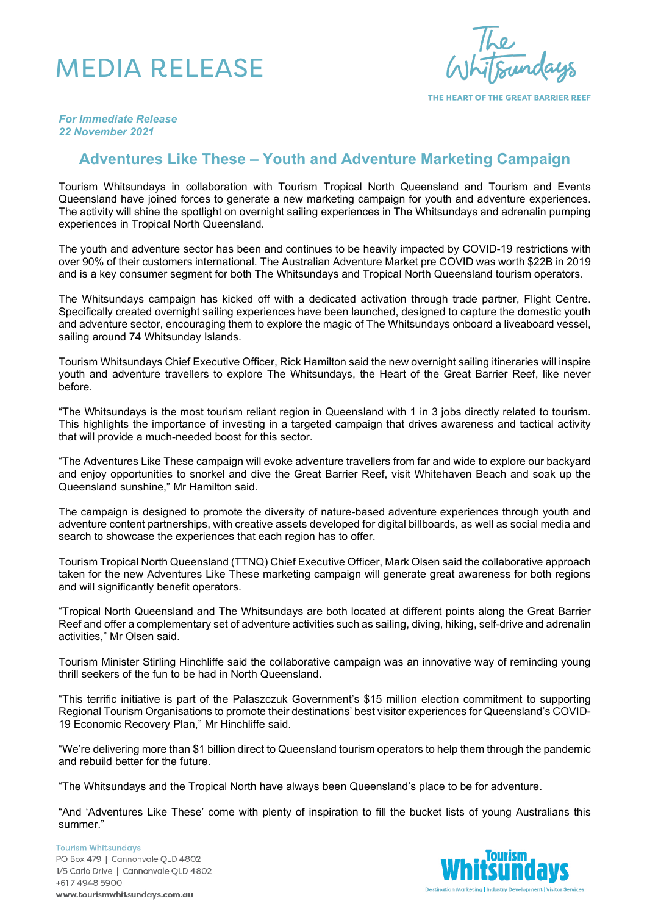# MEDIA RELEASE

*For Immediate Release*
*22 November 2021*

## Adventures Like These – Youth and Adventure Marketing Campaign

Tourism Whitsundays in collaboration with Tourism Tropical North Queensland and Tourism and Events Queensland have joined forces to generate a new marketing campaign for youth and adventure experiences. The activity will shine the spotlight on overnight sailing experiences in The Whitsundays and adrenalin pumping experiences in Tropical North Queensland.

The youth and adventure sector has been and continues to be heavily impacted by COVID-19 restrictions with over 90% of their customers international. The Australian Adventure Market pre COVID was worth $22B in 2019 and is a key consumer segment for both The Whitsundays and Tropical North Queensland tourism operators.

The Whitsundays campaign has kicked off with a dedicated activation through trade partner, Flight Centre. Specifically created overnight sailing experiences have been launched, designed to capture the domestic youth and adventure sector, encouraging them to explore the magic of The Whitsundays onboard a liveaboard vessel, sailing around 74 Whitsunday Islands.

Tourism Whitsundays Chief Executive Officer, Rick Hamilton said the new overnight sailing itineraries will inspire youth and adventure travellers to explore The Whitsundays, the Heart of the Great Barrier Reef, like never before.

"The Whitsundays is the most tourism reliant region in Queensland with 1 in 3 jobs directly related to tourism. This highlights the importance of investing in a targeted campaign that drives awareness and tactical activity that will provide a much-needed boost for this sector.

"The Adventures Like These campaign will evoke adventure travellers from far and wide to explore our backyard and enjoy opportunities to snorkel and dive the Great Barrier Reef, visit Whitehaven Beach and soak up the Queensland sunshine," Mr Hamilton said.

The campaign is designed to promote the diversity of nature-based adventure experiences through youth and adventure content partnerships, with creative assets developed for digital billboards, as well as social media and search to showcase the experiences that each region has to offer.

Tourism Tropical North Queensland (TTNQ) Chief Executive Officer, Mark Olsen said the collaborative approach taken for the new Adventures Like These marketing campaign will generate great awareness for both regions and will significantly benefit operators.

"Tropical North Queensland and The Whitsundays are both located at different points along the Great Barrier Reef and offer a complementary set of adventure activities such as sailing, diving, hiking, self-drive and adrenalin activities," Mr Olsen said.

Tourism Minister Stirling Hinchliffe said the collaborative campaign was an innovative way of reminding young thrill seekers of the fun to be had in North Queensland.

"This terrific initiative is part of the Palaszczuk Government's $15 million election commitment to supporting Regional Tourism Organisations to promote their destinations' best visitor experiences for Queensland's COVID-19 Economic Recovery Plan," Mr Hinchliffe said.

"We're delivering more than $1 billion direct to Queensland tourism operators to help them through the pandemic and rebuild better for the future.

"The Whitsundays and the Tropical North have always been Queensland's place to be for adventure.

"And 'Adventures Like These' come with plenty of inspiration to fill the bucket lists of young Australians this summer."

Tourism Whitsundays
PO Box 479 | Cannonvale QLD 4802
1/5 Carlo Drive | Cannonvale QLD 4802
+617 4948 5900
www.tourismwhitsundays.com.au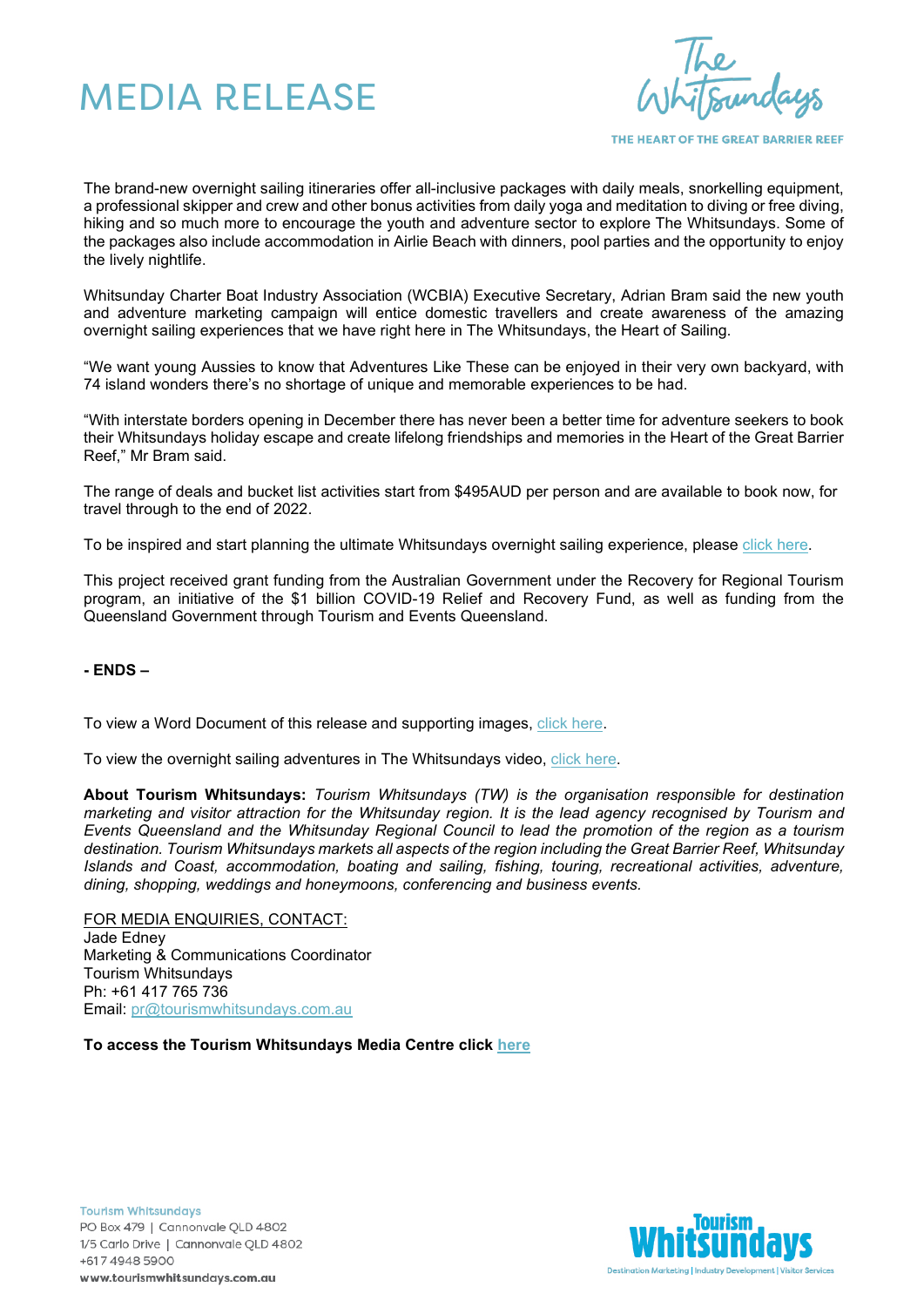The brand-new overnight sailing itineraries offer all-inclusive packages with daily meals, snorkelling equipment, a professional skipper and crew and other bonus activities from daily yoga and meditation to diving or free diving, hiking and so much more to encourage the youth and adventure sector to explore The Whitsundays. Some of the packages also include accommodation in Airlie Beach with dinners, pool parties and the opportunity to enjoy the lively nightlife.

Whitsunday Charter Boat Industry Association (WCBIA) Executive Secretary, Adrian Bram said the new youth and adventure marketing campaign will entice domestic travellers and create awareness of the amazing overnight sailing experiences that we have right here in The Whitsundays, the Heart of Sailing.

"We want young Aussies to know that Adventures Like These can be enjoyed in their very own backyard, with 74 island wonders there's no shortage of unique and memorable experiences to be had.

"With interstate borders opening in December there has never been a better time for adventure seekers to book their Whitsundays holiday escape and create lifelong friendships and memories in the Heart of the Great Barrier Reef," Mr Bram said.

The range of deals and bucket list activities start from $495AUD per person and are available to book now, for travel through to the end of 2022.

To be inspired and start planning the ultimate Whitsundays overnight sailing experience, please click here.

This project received grant funding from the Australian Government under the Recovery for Regional Tourism program, an initiative of the $1 billion COVID-19 Relief and Recovery Fund, as well as funding from the Queensland Government through Tourism and Events Queensland.

**- ENDS –**

To view a Word Document of this release and supporting images, click here.

To view the overnight sailing adventures in The Whitsundays video, click here.

**About Tourism Whitsundays:** *Tourism Whitsundays (TW) is the organisation responsible for destination marketing and visitor attraction for the Whitsunday region. It is the lead agency recognised by Tourism and Events Queensland and the Whitsunday Regional Council to lead the promotion of the region as a tourism destination. Tourism Whitsundays markets all aspects of the region including the Great Barrier Reef, Whitsunday Islands and Coast, accommodation, boating and sailing, fishing, touring, recreational activities, adventure, dining, shopping, weddings and honeymoons, conferencing and business events.*

FOR MEDIA ENQUIRIES, CONTACT:
Jade Edney
Marketing & Communications Coordinator
Tourism Whitsundays
Ph: +61 417 765 736
Email: pr@tourismwhitsundays.com.au

**To access the Tourism Whitsundays Media Centre click here**

Tourism Whitsundays
PO Box 479 | Cannonvale QLD 4802
1/5 Carlo Drive | Cannonvale QLD 4802
+617 4948 5900
www.tourismwhitsundays.com.au